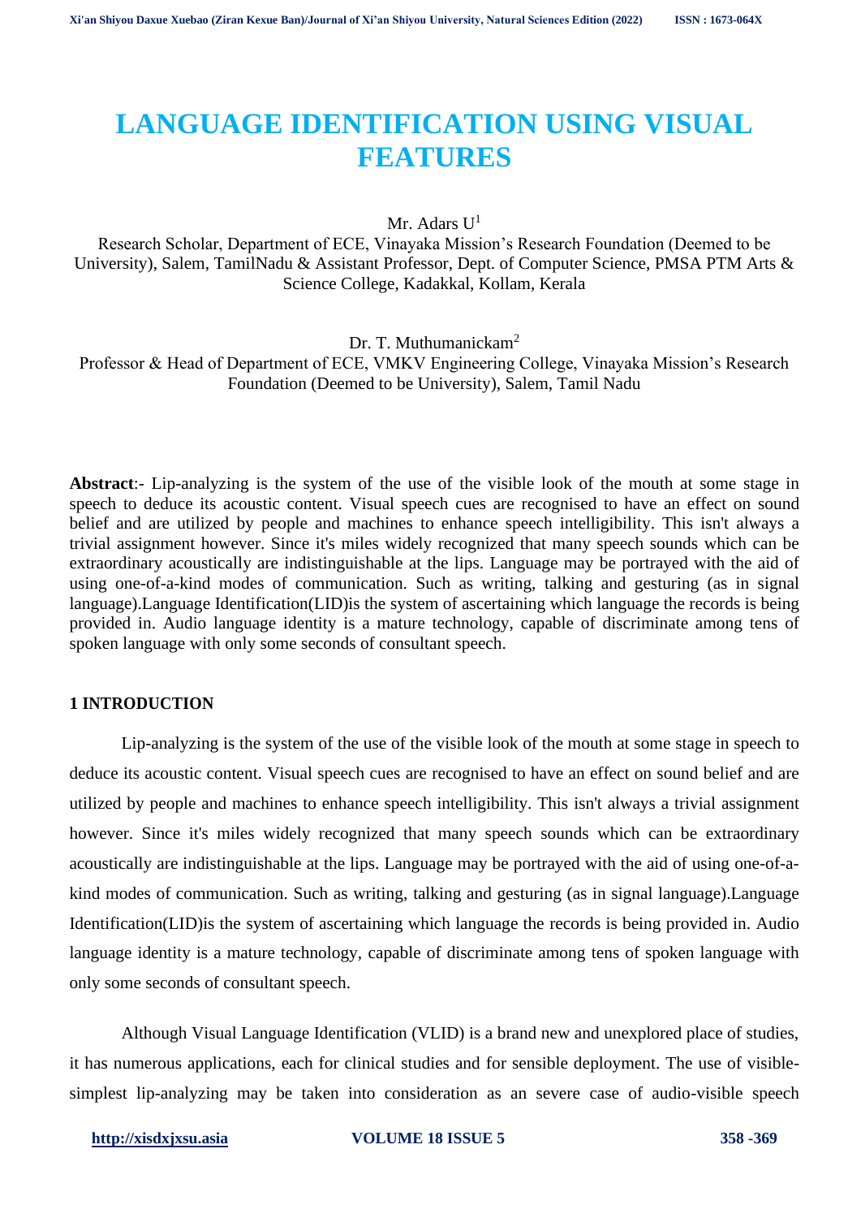# LANGUAGE IDENTIFICATION USING VISUAL FEATURES

Mr. Adars U[1]

Research Scholar, Department of ECE, Vinayaka Mission's Research Foundation (Deemed to be University), Salem, TamilNadu & Assistant Professor, Dept. of Computer Science, PMSA PTM Arts & Science College, Kadakkal, Kollam, Kerala

Dr. T. Muthumanickam[2]

Professor & Head of Department of ECE, VMKV Engineering College, Vinayaka Mission's Research Foundation (Deemed to be University), Salem, Tamil Nadu

**Abstract**:- Lip-analyzing is the system of the use of the visible look of the mouth at some stage in speech to deduce its acoustic content. Visual speech cues are recognised to have an effect on sound belief and are utilized by people and machines to enhance speech intelligibility. This isn't always a trivial assignment however. Since it's miles widely recognized that many speech sounds which can be extraordinary acoustically are indistinguishable at the lips. Language may be portrayed with the aid of using one-of-a-kind modes of communication. Such as writing, talking and gesturing (as in signal language).Language Identification(LID)is the system of ascertaining which language the records is being provided in. Audio language identity is a mature technology, capable of discriminate among tens of spoken language with only some seconds of consultant speech.

## 1 INTRODUCTION

Lip-analyzing is the system of the use of the visible look of the mouth at some stage in speech to deduce its acoustic content. Visual speech cues are recognised to have an effect on sound belief and are utilized by people and machines to enhance speech intelligibility. This isn't always a trivial assignment however. Since it's miles widely recognized that many speech sounds which can be extraordinary acoustically are indistinguishable at the lips. Language may be portrayed with the aid of using one-of-a-kind modes of communication. Such as writing, talking and gesturing (as in signal language).Language Identification(LID)is the system of ascertaining which language the records is being provided in. Audio language identity is a mature technology, capable of discriminate among tens of spoken language with only some seconds of consultant speech.

Although Visual Language Identification (VLID) is a brand new and unexplored place of studies, it has numerous applications, each for clinical studies and for sensible deployment. The use of visible-simplest lip-analyzing may be taken into consideration as an severe case of audio-visible speech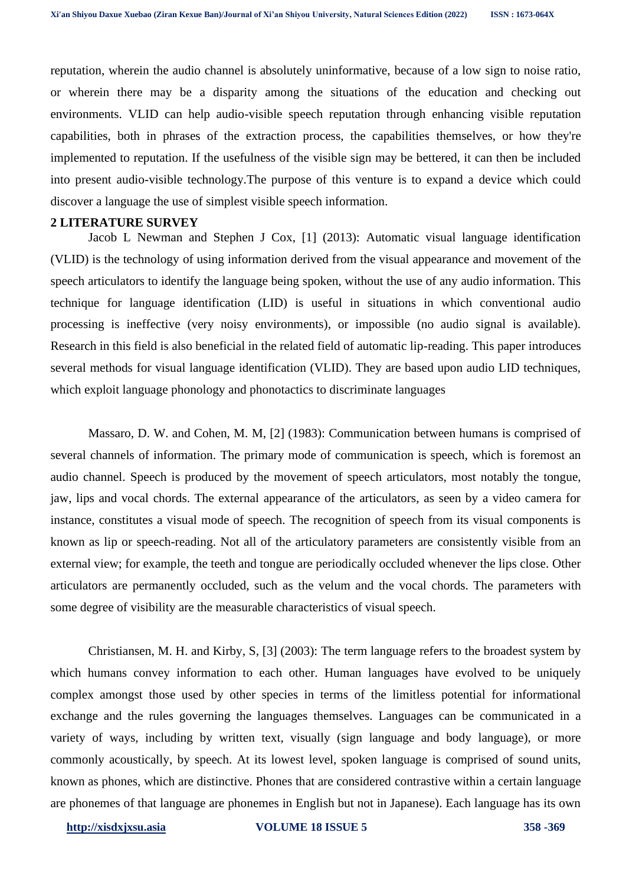reputation, wherein the audio channel is absolutely uninformative, because of a low sign to noise ratio, or wherein there may be a disparity among the situations of the education and checking out environments. VLID can help audio-visible speech reputation through enhancing visible reputation capabilities, both in phrases of the extraction process, the capabilities themselves, or how they're implemented to reputation. If the usefulness of the visible sign may be bettered, it can then be included into present audio-visible technology.The purpose of this venture is to expand a device which could discover a language the use of simplest visible speech information.

## 2 LITERATURE SURVEY

Jacob L Newman and Stephen J Cox, [1] (2013): Automatic visual language identification (VLID) is the technology of using information derived from the visual appearance and movement of the speech articulators to identify the language being spoken, without the use of any audio information. This technique for language identification (LID) is useful in situations in which conventional audio processing is ineffective (very noisy environments), or impossible (no audio signal is available). Research in this field is also beneficial in the related field of automatic lip-reading. This paper introduces several methods for visual language identification (VLID). They are based upon audio LID techniques, which exploit language phonology and phonotactics to discriminate languages

Massaro, D. W. and Cohen, M. M, [2] (1983): Communication between humans is comprised of several channels of information. The primary mode of communication is speech, which is foremost an audio channel. Speech is produced by the movement of speech articulators, most notably the tongue, jaw, lips and vocal chords. The external appearance of the articulators, as seen by a video camera for instance, constitutes a visual mode of speech. The recognition of speech from its visual components is known as lip or speech-reading. Not all of the articulatory parameters are consistently visible from an external view; for example, the teeth and tongue are periodically occluded whenever the lips close. Other articulators are permanently occluded, such as the velum and the vocal chords. The parameters with some degree of visibility are the measurable characteristics of visual speech.

Christiansen, M. H. and Kirby, S, [3] (2003): The term language refers to the broadest system by which humans convey information to each other. Human languages have evolved to be uniquely complex amongst those used by other species in terms of the limitless potential for informational exchange and the rules governing the languages themselves. Languages can be communicated in a variety of ways, including by written text, visually (sign language and body language), or more commonly acoustically, by speech. At its lowest level, spoken language is comprised of sound units, known as phones, which are distinctive. Phones that are considered contrastive within a certain language are phonemes of that language are phonemes in English but not in Japanese). Each language has its own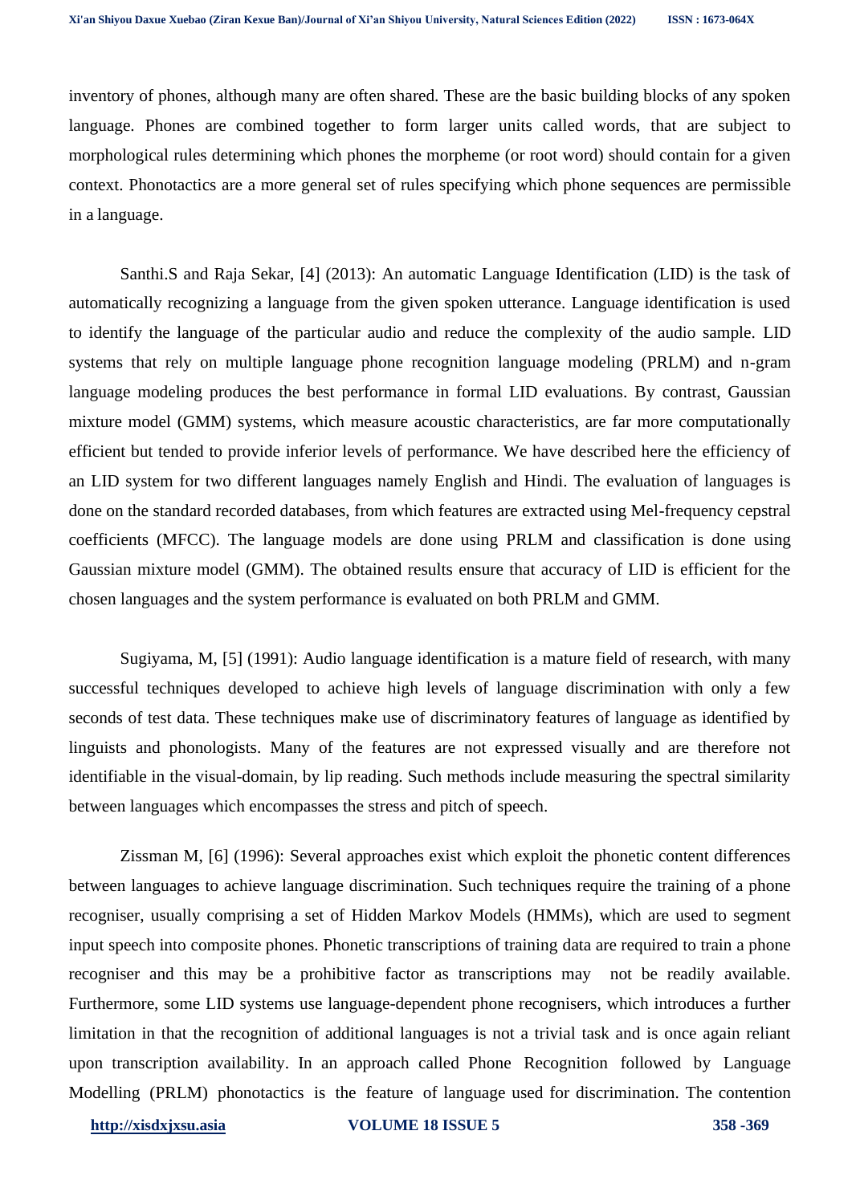inventory of phones, although many are often shared. These are the basic building blocks of any spoken language. Phones are combined together to form larger units called words, that are subject to morphological rules determining which phones the morpheme (or root word) should contain for a given context. Phonotactics are a more general set of rules specifying which phone sequences are permissible in a language.

Santhi.S and Raja Sekar, [4] (2013): An automatic Language Identification (LID) is the task of automatically recognizing a language from the given spoken utterance. Language identification is used to identify the language of the particular audio and reduce the complexity of the audio sample. LID systems that rely on multiple language phone recognition language modeling (PRLM) and n-gram language modeling produces the best performance in formal LID evaluations. By contrast, Gaussian mixture model (GMM) systems, which measure acoustic characteristics, are far more computationally efficient but tended to provide inferior levels of performance. We have described here the efficiency of an LID system for two different languages namely English and Hindi. The evaluation of languages is done on the standard recorded databases, from which features are extracted using Mel-frequency cepstral coefficients (MFCC). The language models are done using PRLM and classification is done using Gaussian mixture model (GMM). The obtained results ensure that accuracy of LID is efficient for the chosen languages and the system performance is evaluated on both PRLM and GMM.

Sugiyama, M, [5] (1991): Audio language identification is a mature field of research, with many successful techniques developed to achieve high levels of language discrimination with only a few seconds of test data. These techniques make use of discriminatory features of language as identified by linguists and phonologists. Many of the features are not expressed visually and are therefore not identifiable in the visual-domain, by lip reading. Such methods include measuring the spectral similarity between languages which encompasses the stress and pitch of speech.

Zissman M, [6] (1996): Several approaches exist which exploit the phonetic content differences between languages to achieve language discrimination. Such techniques require the training of a phone recogniser, usually comprising a set of Hidden Markov Models (HMMs), which are used to segment input speech into composite phones. Phonetic transcriptions of training data are required to train a phone recogniser and this may be a prohibitive factor as transcriptions may not be readily available. Furthermore, some LID systems use language-dependent phone recognisers, which introduces a further limitation in that the recognition of additional languages is not a trivial task and is once again reliant upon transcription availability. In an approach called Phone Recognition followed by Language Modelling (PRLM) phonotactics is the feature of language used for discrimination. The contention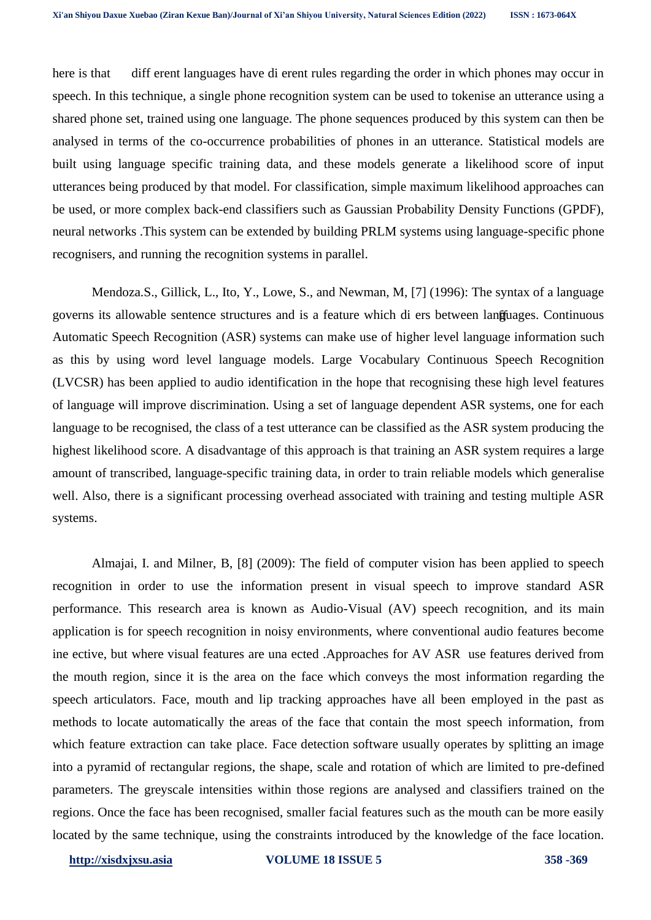here is that diff erent languages have di erent rules regarding the order in which phones may occur in speech. In this technique, a single phone recognition system can be used to tokenise an utterance using a shared phone set, trained using one language. The phone sequences produced by this system can then be analysed in terms of the co-occurrence probabilities of phones in an utterance. Statistical models are built using language specific training data, and these models generate a likelihood score of input utterances being produced by that model. For classification, simple maximum likelihood approaches can be used, or more complex back-end classifiers such as Gaussian Probability Density Functions (GPDF), neural networks .This system can be extended by building PRLM systems using language-specific phone recognisers, and running the recognition systems in parallel.

Mendoza.S., Gillick, L., Ito, Y., Lowe, S., and Newman, M, [7] (1996): The syntax of a language governs its allowable sentence structures and is a feature which di ers between languages. Continuous Automatic Speech Recognition (ASR) systems can make use of higher level language information such as this by using word level language models. Large Vocabulary Continuous Speech Recognition (LVCSR) has been applied to audio identification in the hope that recognising these high level features of language will improve discrimination. Using a set of language dependent ASR systems, one for each language to be recognised, the class of a test utterance can be classified as the ASR system producing the highest likelihood score. A disadvantage of this approach is that training an ASR system requires a large amount of transcribed, language-specific training data, in order to train reliable models which generalise well. Also, there is a significant processing overhead associated with training and testing multiple ASR systems.

Almajai, I. and Milner, B, [8] (2009): The field of computer vision has been applied to speech recognition in order to use the information present in visual speech to improve standard ASR performance. This research area is known as Audio-Visual (AV) speech recognition, and its main application is for speech recognition in noisy environments, where conventional audio features become ine ective, but where visual features are una ected .Approaches for AV ASR use features derived from the mouth region, since it is the area on the face which conveys the most information regarding the speech articulators. Face, mouth and lip tracking approaches have all been employed in the past as methods to locate automatically the areas of the face that contain the most speech information, from which feature extraction can take place. Face detection software usually operates by splitting an image into a pyramid of rectangular regions, the shape, scale and rotation of which are limited to pre-defined parameters. The greyscale intensities within those regions are analysed and classifiers trained on the regions. Once the face has been recognised, smaller facial features such as the mouth can be more easily located by the same technique, using the constraints introduced by the knowledge of the face location.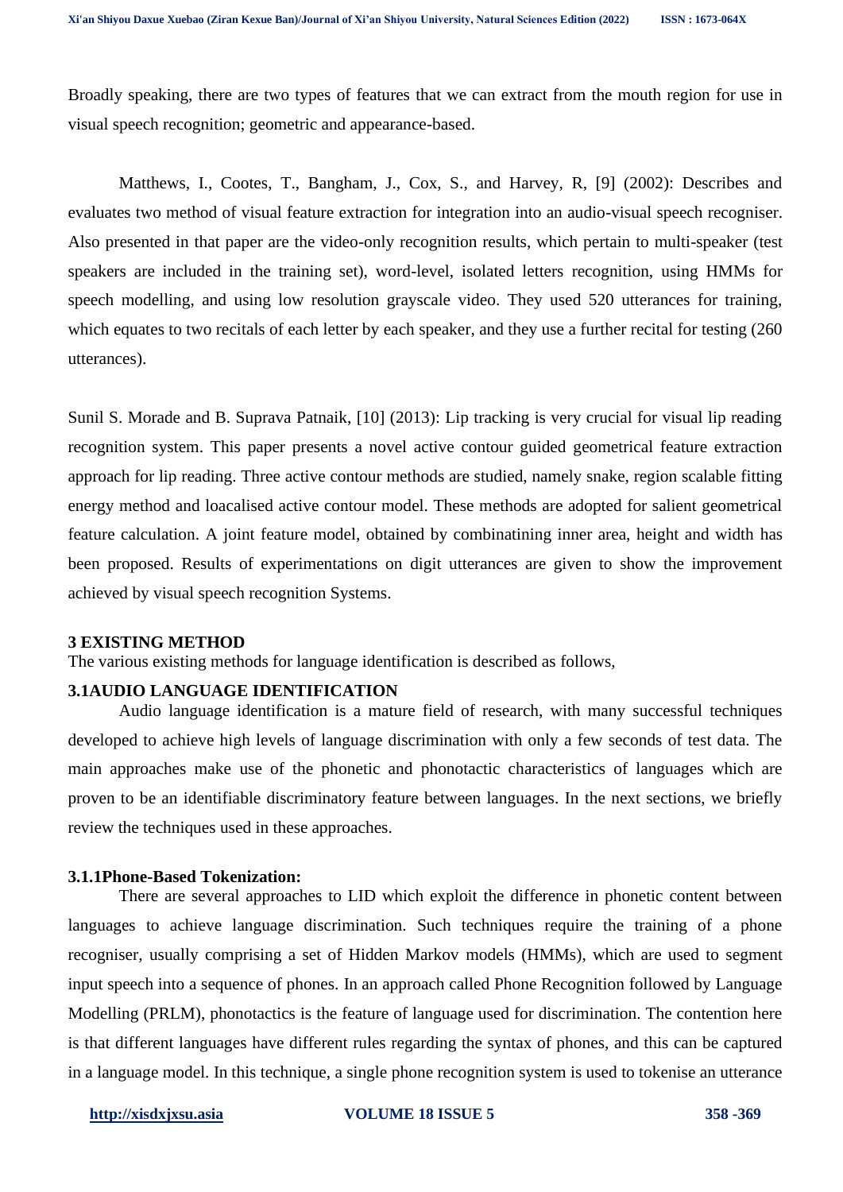Broadly speaking, there are two types of features that we can extract from the mouth region for use in visual speech recognition; geometric and appearance-based.

Matthews, I., Cootes, T., Bangham, J., Cox, S., and Harvey, R, [9] (2002): Describes and evaluates two method of visual feature extraction for integration into an audio-visual speech recogniser. Also presented in that paper are the video-only recognition results, which pertain to multi-speaker (test speakers are included in the training set), word-level, isolated letters recognition, using HMMs for speech modelling, and using low resolution grayscale video. They used 520 utterances for training, which equates to two recitals of each letter by each speaker, and they use a further recital for testing (260 utterances).

Sunil S. Morade and B. Suprava Patnaik, [10] (2013): Lip tracking is very crucial for visual lip reading recognition system. This paper presents a novel active contour guided geometrical feature extraction approach for lip reading. Three active contour methods are studied, namely snake, region scalable fitting energy method and loacalised active contour model. These methods are adopted for salient geometrical feature calculation. A joint feature model, obtained by combinatining inner area, height and width has been proposed. Results of experimentations on digit utterances are given to show the improvement achieved by visual speech recognition Systems.

## 3 EXISTING METHOD

The various existing methods for language identification is described as follows,

### 3.1AUDIO LANGUAGE IDENTIFICATION

Audio language identification is a mature field of research, with many successful techniques developed to achieve high levels of language discrimination with only a few seconds of test data. The main approaches make use of the phonetic and phonotactic characteristics of languages which are proven to be an identifiable discriminatory feature between languages. In the next sections, we briefly review the techniques used in these approaches.

#### 3.1.1Phone-Based Tokenization:

There are several approaches to LID which exploit the difference in phonetic content between languages to achieve language discrimination. Such techniques require the training of a phone recogniser, usually comprising a set of Hidden Markov models (HMMs), which are used to segment input speech into a sequence of phones. In an approach called Phone Recognition followed by Language Modelling (PRLM), phonotactics is the feature of language used for discrimination. The contention here is that different languages have different rules regarding the syntax of phones, and this can be captured in a language model. In this technique, a single phone recognition system is used to tokenise an utterance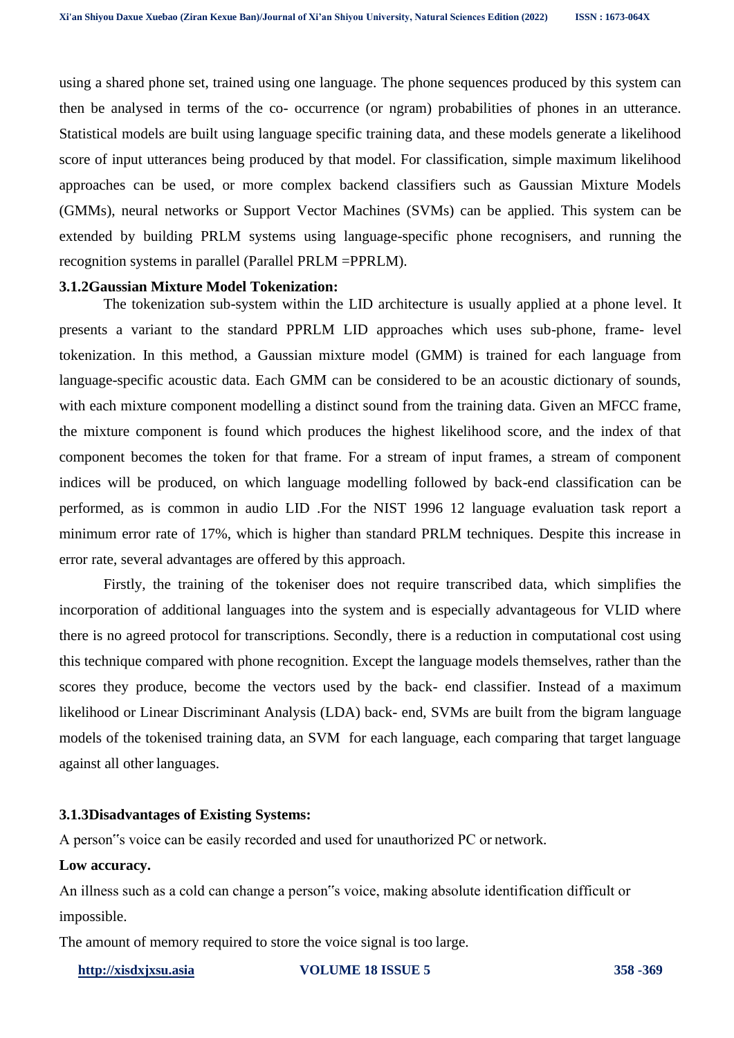using a shared phone set, trained using one language. The phone sequences produced by this system can then be analysed in terms of the co- occurrence (or ngram) probabilities of phones in an utterance. Statistical models are built using language specific training data, and these models generate a likelihood score of input utterances being produced by that model. For classification, simple maximum likelihood approaches can be used, or more complex backend classifiers such as Gaussian Mixture Models (GMMs), neural networks or Support Vector Machines (SVMs) can be applied. This system can be extended by building PRLM systems using language-specific phone recognisers, and running the recognition systems in parallel (Parallel PRLM =PPRLM).

**3.1.2Gaussian Mixture Model Tokenization:**

The tokenization sub-system within the LID architecture is usually applied at a phone level. It presents a variant to the standard PPRLM LID approaches which uses sub-phone, frame- level tokenization. In this method, a Gaussian mixture model (GMM) is trained for each language from language-specific acoustic data. Each GMM can be considered to be an acoustic dictionary of sounds, with each mixture component modelling a distinct sound from the training data. Given an MFCC frame, the mixture component is found which produces the highest likelihood score, and the index of that component becomes the token for that frame. For a stream of input frames, a stream of component indices will be produced, on which language modelling followed by back-end classification can be performed, as is common in audio LID .For the NIST 1996 12 language evaluation task report a minimum error rate of 17%, which is higher than standard PRLM techniques. Despite this increase in error rate, several advantages are offered by this approach.

Firstly, the training of the tokeniser does not require transcribed data, which simplifies the incorporation of additional languages into the system and is especially advantageous for VLID where there is no agreed protocol for transcriptions. Secondly, there is a reduction in computational cost using this technique compared with phone recognition. Except the language models themselves, rather than the scores they produce, become the vectors used by the back- end classifier. Instead of a maximum likelihood or Linear Discriminant Analysis (LDA) back- end, SVMs are built from the bigram language models of the tokenised training data, an SVM for each language, each comparing that target language against all other languages.

**3.1.3Disadvantages of Existing Systems:**

A person"s voice can be easily recorded and used for unauthorized PC or network.

**Low accuracy.**

An illness such as a cold can change a person"s voice, making absolute identification difficult or impossible.

The amount of memory required to store the voice signal is too large.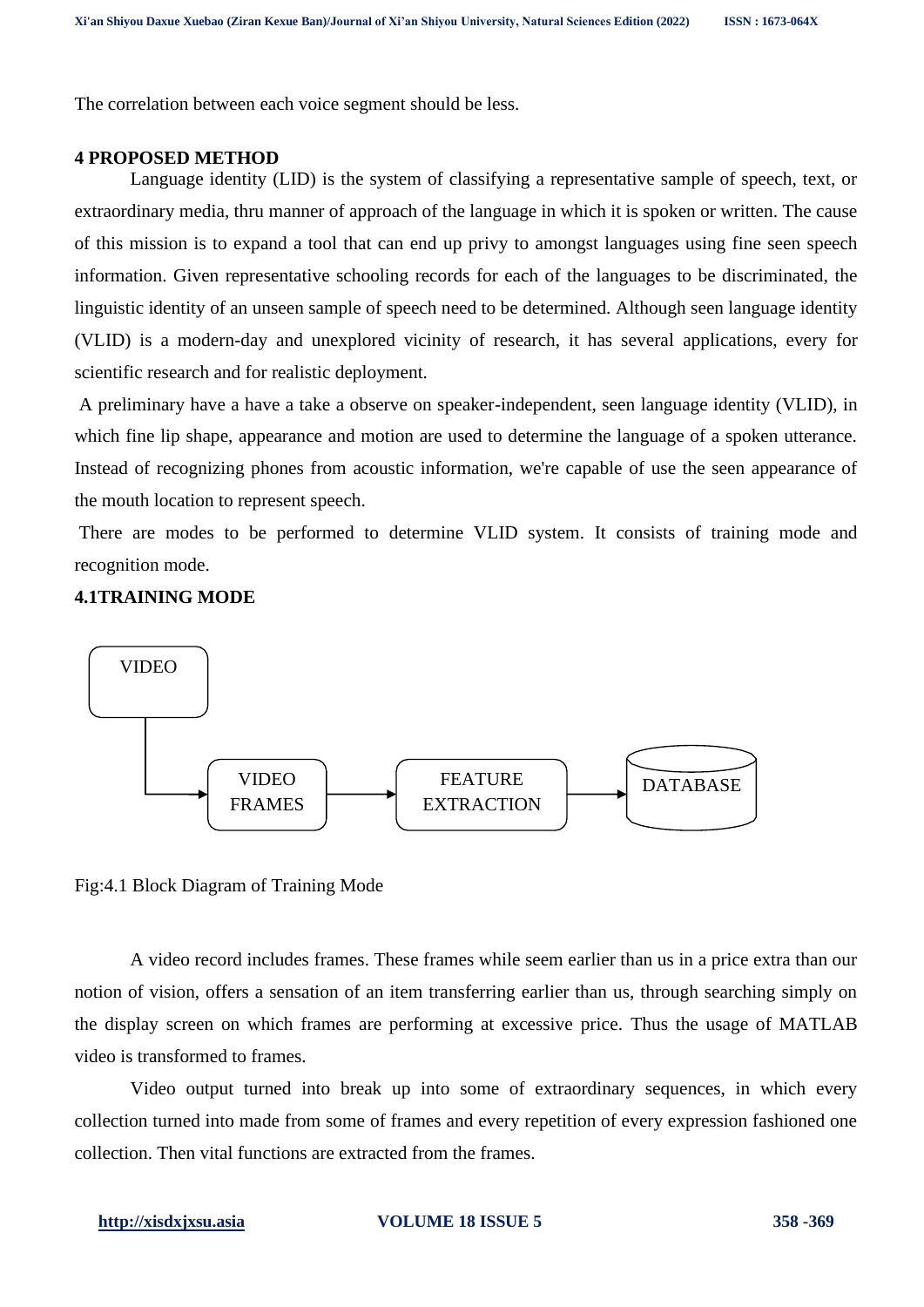The correlation between each voice segment should be less.

## 4 PROPOSED METHOD

Language identity (LID) is the system of classifying a representative sample of speech, text, or extraordinary media, thru manner of approach of the language in which it is spoken or written. The cause of this mission is to expand a tool that can end up privy to amongst languages using fine seen speech information. Given representative schooling records for each of the languages to be discriminated, the linguistic identity of an unseen sample of speech need to be determined. Although seen language identity (VLID) is a modern-day and unexplored vicinity of research, it has several applications, every for scientific research and for realistic deployment.

A preliminary have a have a take a observe on speaker-independent, seen language identity (VLID), in which fine lip shape, appearance and motion are used to determine the language of a spoken utterance. Instead of recognizing phones from acoustic information, we're capable of use the seen appearance of the mouth location to represent speech.

There are modes to be performed to determine VLID system. It consists of training mode and recognition mode.

### 4.1TRAINING MODE

VIDEO → VIDEO FRAMES → FEATURE EXTRACTION → DATABASE

Fig:4.1 Block Diagram of Training Mode

A video record includes frames. These frames while seem earlier than us in a price extra than our notion of vision, offers a sensation of an item transferring earlier than us, through searching simply on the display screen on which frames are performing at excessive price. Thus the usage of MATLAB video is transformed to frames.

Video output turned into break up into some of extraordinary sequences, in which every collection turned into made from some of frames and every repetition of every expression fashioned one collection. Then vital functions are extracted from the frames.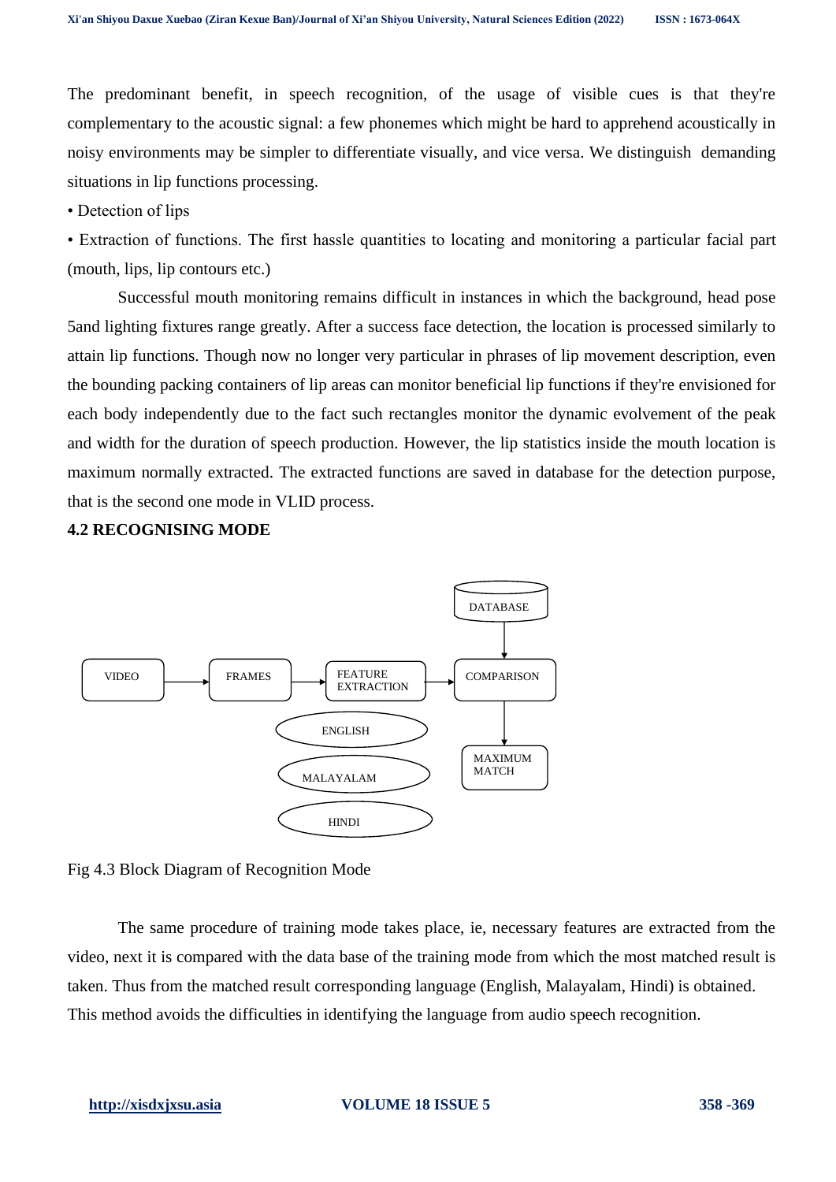The predominant benefit, in speech recognition, of the usage of visible cues is that they're complementary to the acoustic signal: a few phonemes which might be hard to apprehend acoustically in noisy environments may be simpler to differentiate visually, and vice versa. We distinguish demanding situations in lip functions processing.

- Detection of lips
- Extraction of functions. The first hassle quantities to locating and monitoring a particular facial part (mouth, lips, lip contours etc.)

Successful mouth monitoring remains difficult in instances in which the background, head pose 5and lighting fixtures range greatly. After a success face detection, the location is processed similarly to attain lip functions. Though now no longer very particular in phrases of lip movement description, even the bounding packing containers of lip areas can monitor beneficial lip functions if they're envisioned for each body independently due to the fact such rectangles monitor the dynamic evolvement of the peak and width for the duration of speech production. However, the lip statistics inside the mouth location is maximum normally extracted. The extracted functions are saved in database for the detection purpose, that is the second one mode in VLID process.

**4.2 RECOGNISING MODE**

VIDEO → FRAMES → FEATURE EXTRACTION → COMPARISON → MAXIMUM MATCH

DATABASE → COMPARISON

ENGLISH

MALAYALAM

HINDI

Fig 4.3 Block Diagram of Recognition Mode

The same procedure of training mode takes place, ie, necessary features are extracted from the video, next it is compared with the data base of the training mode from which the most matched result is taken. Thus from the matched result corresponding language (English, Malayalam, Hindi) is obtained. This method avoids the difficulties in identifying the language from audio speech recognition.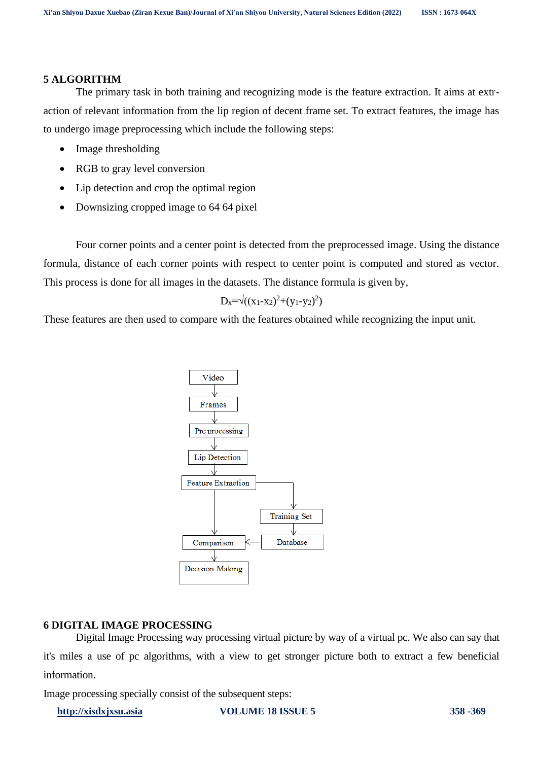## 5 ALGORITHM

The primary task in both training and recognizing mode is the feature extraction. It aims at extraction of relevant information from the lip region of decent frame set. To extract features, the image has to undergo image preprocessing which include the following steps:

- Image thresholding
- RGB to gray level conversion
- Lip detection and crop the optimal region
- Downsizing cropped image to 64 64 pixel

Four corner points and a center point is detected from the preprocessed image. Using the distance formula, distance of each corner points with respect to center point is computed and stored as vector. This process is done for all images in the datasets. The distance formula is given by,

$$D_x=\sqrt{((x_1-x_2)^2+(y_1-y_2)^2)}$$

These features are then used to compare with the features obtained while recognizing the input unit.

Video → Frames → Pre processing → Lip Detection → Feature Extraction → Training Set → Database → Comparison → Decision Making

(Feature Extraction → Comparison; Database → Comparison)

## 6 DIGITAL IMAGE PROCESSING

Digital Image Processing way processing virtual picture by way of a virtual pc. We also can say that it's miles a use of pc algorithms, with a view to get stronger picture both to extract a few beneficial information.

Image processing specially consist of the subsequent steps: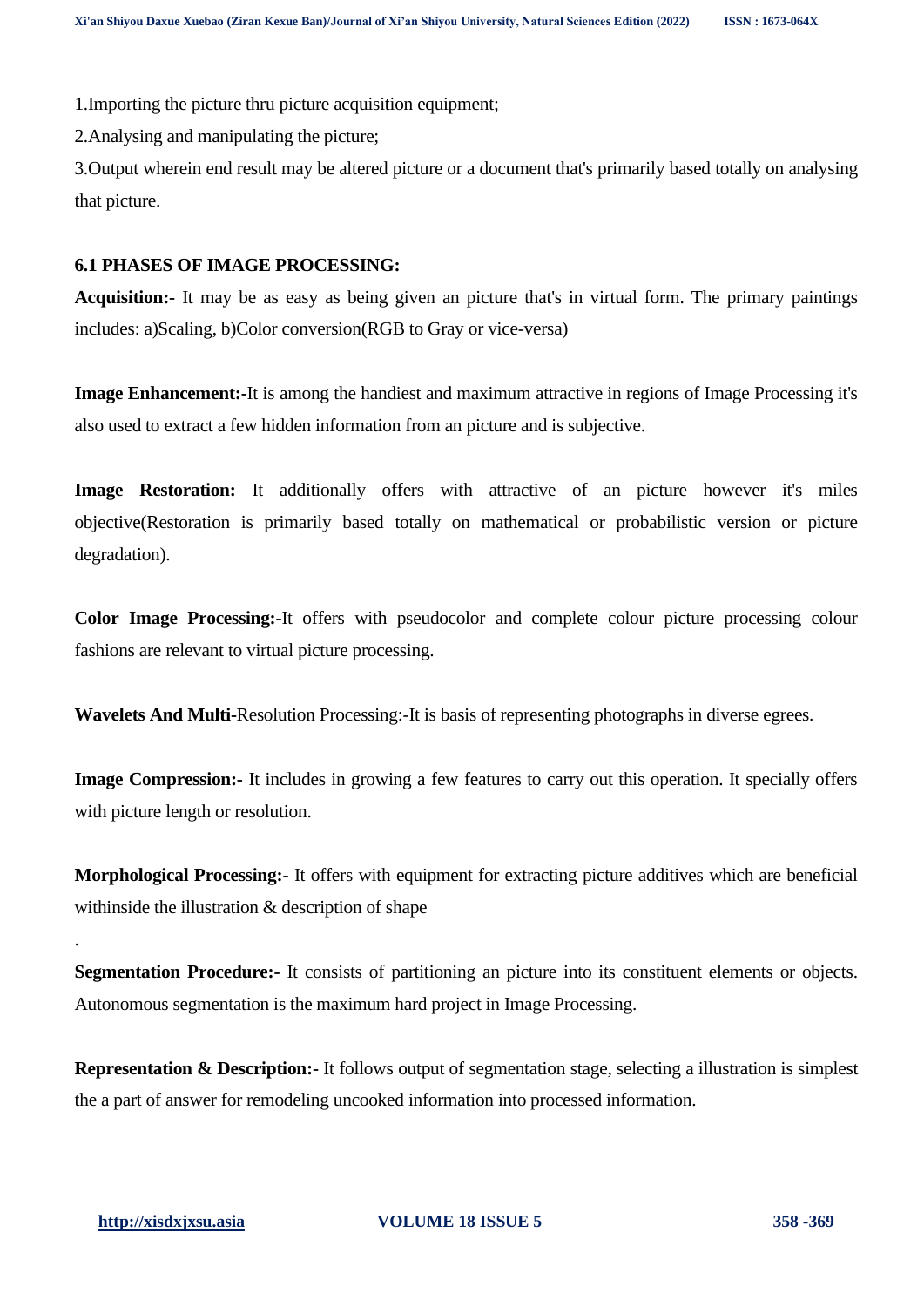1.Importing the picture thru picture acquisition equipment;

2.Analysing and manipulating the picture;

3.Output wherein end result may be altered picture or a document that's primarily based totally on analysing that picture.

**6.1 PHASES OF IMAGE PROCESSING:**

**Acquisition:-** It may be as easy as being given an picture that's in virtual form. The primary paintings includes: a)Scaling, b)Color conversion(RGB to Gray or vice-versa)

**Image Enhancement:-**It is among the handiest and maximum attractive in regions of Image Processing it's also used to extract a few hidden information from an picture and is subjective.

**Image Restoration:** It additionally offers with attractive of an picture however it's miles objective(Restoration is primarily based totally on mathematical or probabilistic version or picture degradation).

**Color Image Processing:-**It offers with pseudocolor and complete colour picture processing colour fashions are relevant to virtual picture processing.

**Wavelets And Multi-**Resolution Processing:-It is basis of representing photographs in diverse egrees.

**Image Compression:-** It includes in growing a few features to carry out this operation. It specially offers with picture length or resolution.

**Morphological Processing:-** It offers with equipment for extracting picture additives which are beneficial withinside the illustration & description of shape

.

**Segmentation Procedure:-** It consists of partitioning an picture into its constituent elements or objects. Autonomous segmentation is the maximum hard project in Image Processing.

**Representation & Description:-** It follows output of segmentation stage, selecting a illustration is simplest the a part of answer for remodeling uncooked information into processed information.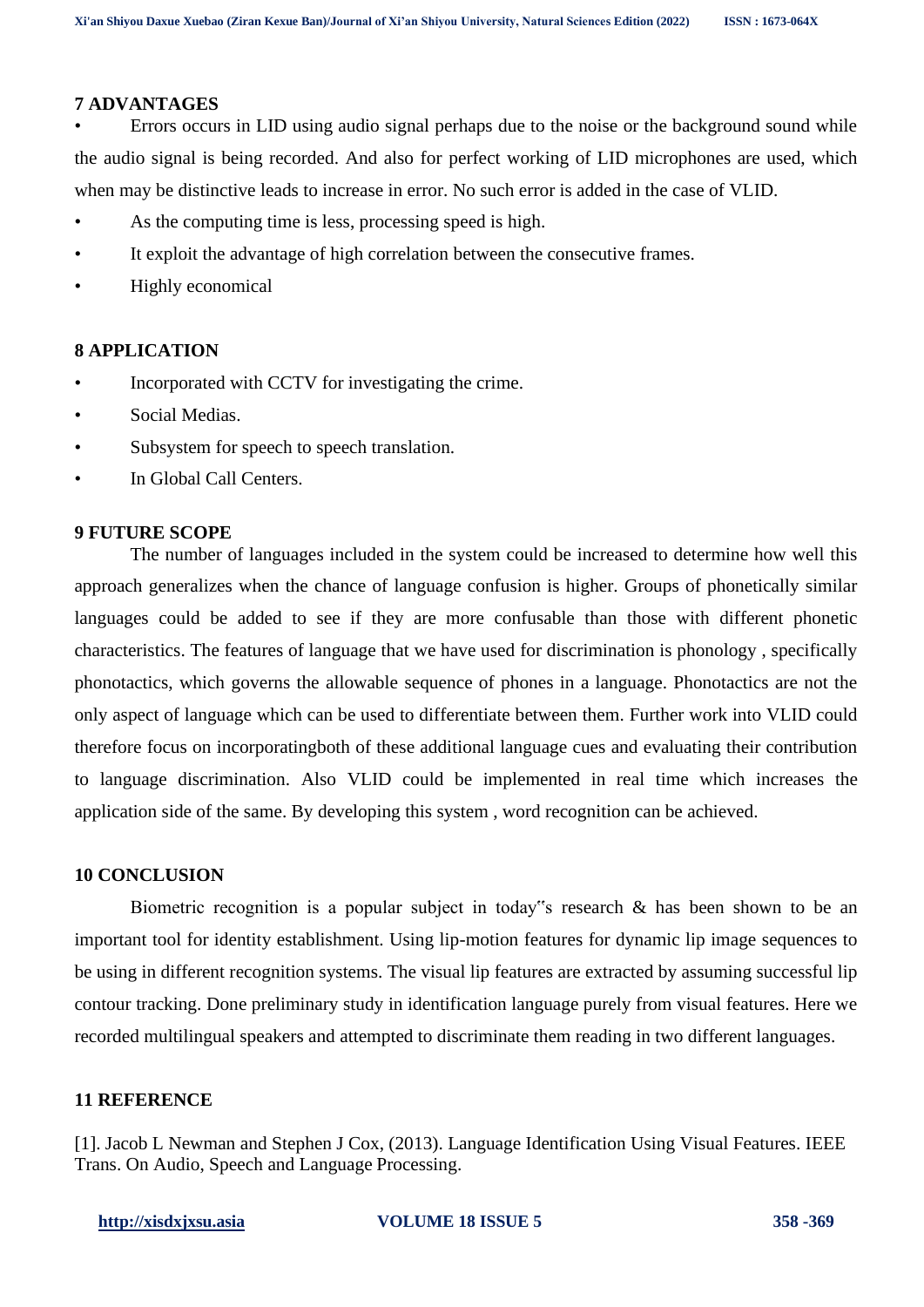## 7 ADVANTAGES

- Errors occurs in LID using audio signal perhaps due to the noise or the background sound while the audio signal is being recorded. And also for perfect working of LID microphones are used, which when may be distinctive leads to increase in error. No such error is added in the case of VLID.
- As the computing time is less, processing speed is high.
- It exploit the advantage of high correlation between the consecutive frames.
- Highly economical

## 8 APPLICATION

- Incorporated with CCTV for investigating the crime.
- Social Medias.
- Subsystem for speech to speech translation.
- In Global Call Centers.

## 9 FUTURE SCOPE

The number of languages included in the system could be increased to determine how well this approach generalizes when the chance of language confusion is higher. Groups of phonetically similar languages could be added to see if they are more confusable than those with different phonetic characteristics. The features of language that we have used for discrimination is phonology , specifically phonotactics, which governs the allowable sequence of phones in a language. Phonotactics are not the only aspect of language which can be used to differentiate between them. Further work into VLID could therefore focus on incorporatingboth of these additional language cues and evaluating their contribution to language discrimination. Also VLID could be implemented in real time which increases the application side of the same. By developing this system , word recognition can be achieved.

## 10 CONCLUSION

Biometric recognition is a popular subject in today‟s research & has been shown to be an important tool for identity establishment. Using lip-motion features for dynamic lip image sequences to be using in different recognition systems. The visual lip features are extracted by assuming successful lip contour tracking. Done preliminary study in identification language purely from visual features. Here we recorded multilingual speakers and attempted to discriminate them reading in two different languages.

## 11 REFERENCE

[1]. Jacob L Newman and Stephen J Cox, (2013). Language Identification Using Visual Features. IEEE Trans. On Audio, Speech and Language Processing.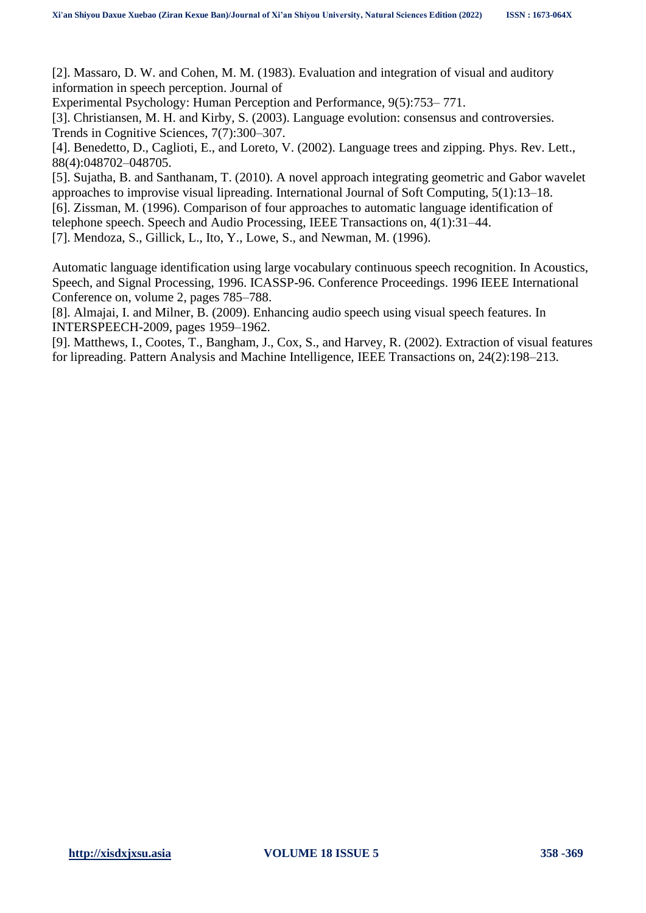[2]. Massaro, D. W. and Cohen, M. M. (1983). Evaluation and integration of visual and auditory information in speech perception. Journal of
Experimental Psychology: Human Perception and Performance, 9(5):753– 771.

[3]. Christiansen, M. H. and Kirby, S. (2003). Language evolution: consensus and controversies. Trends in Cognitive Sciences, 7(7):300–307.

[4]. Benedetto, D., Caglioti, E., and Loreto, V. (2002). Language trees and zipping. Phys. Rev. Lett., 88(4):048702–048705.

[5]. Sujatha, B. and Santhanam, T. (2010). A novel approach integrating geometric and Gabor wavelet approaches to improvise visual lipreading. International Journal of Soft Computing, 5(1):13–18.

[6]. Zissman, M. (1996). Comparison of four approaches to automatic language identification of telephone speech. Speech and Audio Processing, IEEE Transactions on, 4(1):31–44.

[7]. Mendoza, S., Gillick, L., Ito, Y., Lowe, S., and Newman, M. (1996).

Automatic language identification using large vocabulary continuous speech recognition. In Acoustics, Speech, and Signal Processing, 1996. ICASSP-96. Conference Proceedings. 1996 IEEE International Conference on, volume 2, pages 785–788.

[8]. Almajai, I. and Milner, B. (2009). Enhancing audio speech using visual speech features. In INTERSPEECH-2009, pages 1959–1962.

[9]. Matthews, I., Cootes, T., Bangham, J., Cox, S., and Harvey, R. (2002). Extraction of visual features for lipreading. Pattern Analysis and Machine Intelligence, IEEE Transactions on, 24(2):198–213.